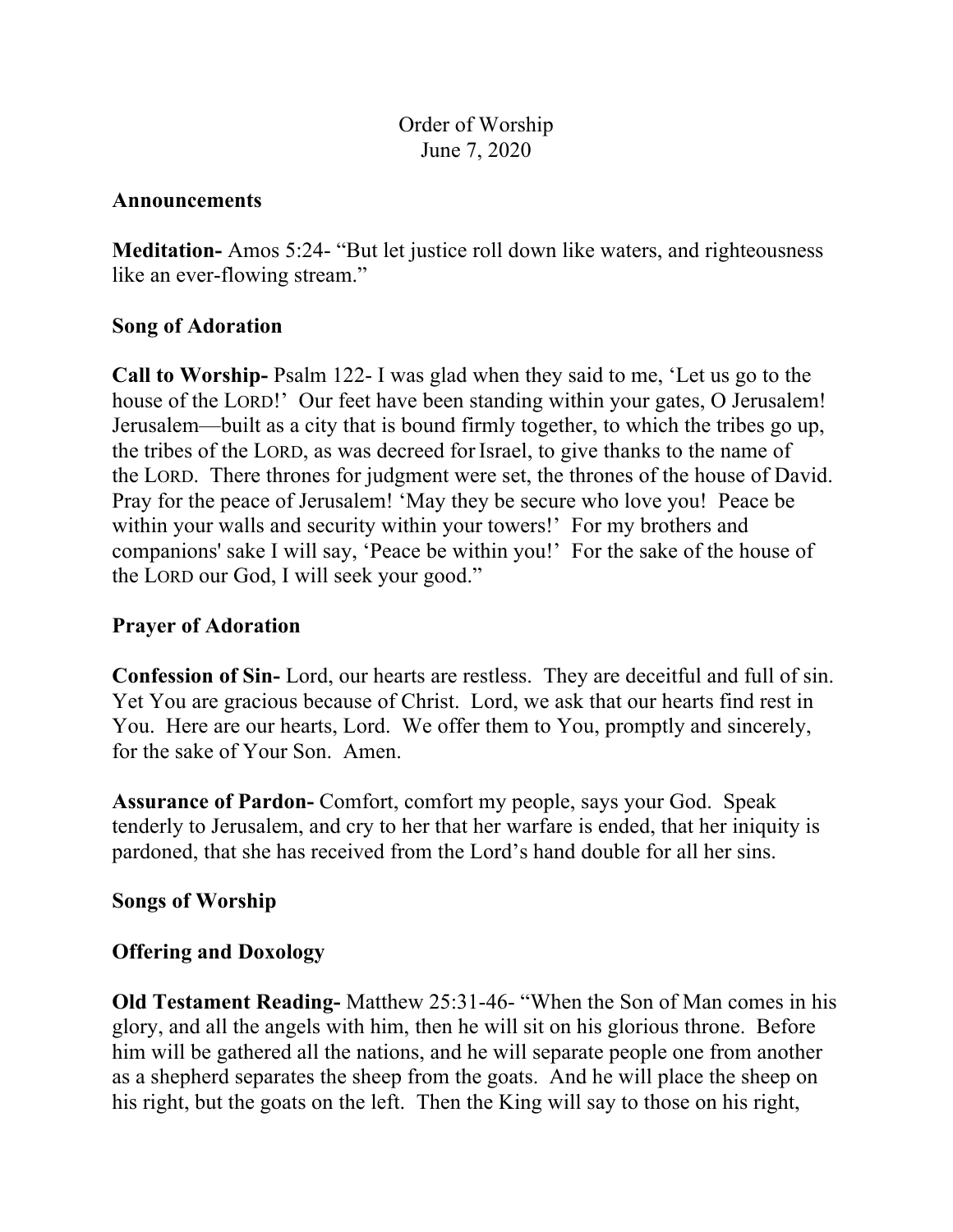Order of Worship
June 7, 2020

**Announcements**

**Meditation-** Amos 5:24- “But let justice roll down like waters, and righteousness like an ever-flowing stream.”

**Song of Adoration**

**Call to Worship-** Psalm 122- I was glad when they said to me, ‘Let us go to the house of the LORD!’ Our feet have been standing within your gates, O Jerusalem! Jerusalem—built as a city that is bound firmly together, to which the tribes go up, the tribes of the LORD, as was decreed for Israel, to give thanks to the name of the LORD. There thrones for judgment were set, the thrones of the house of David. Pray for the peace of Jerusalem! ‘May they be secure who love you! Peace be within your walls and security within your towers!’ For my brothers and companions' sake I will say, ‘Peace be within you!’ For the sake of the house of the LORD our God, I will seek your good.”

**Prayer of Adoration**

**Confession of Sin-** Lord, our hearts are restless. They are deceitful and full of sin. Yet You are gracious because of Christ. Lord, we ask that our hearts find rest in You. Here are our hearts, Lord. We offer them to You, promptly and sincerely, for the sake of Your Son. Amen.

**Assurance of Pardon-** Comfort, comfort my people, says your God. Speak tenderly to Jerusalem, and cry to her that her warfare is ended, that her iniquity is pardoned, that she has received from the Lord’s hand double for all her sins.

**Songs of Worship**

**Offering and Doxology**

**Old Testament Reading-** Matthew 25:31-46- “When the Son of Man comes in his glory, and all the angels with him, then he will sit on his glorious throne. Before him will be gathered all the nations, and he will separate people one from another as a shepherd separates the sheep from the goats. And he will place the sheep on his right, but the goats on the left. Then the King will say to those on his right,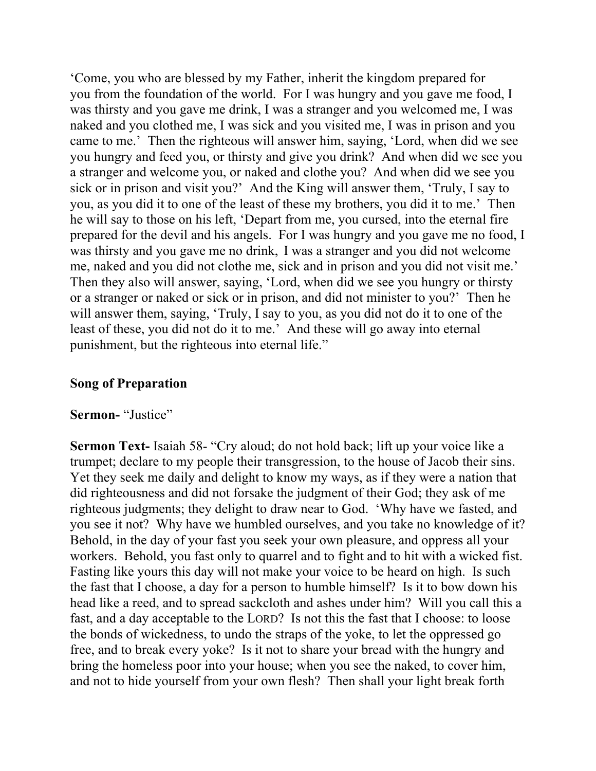'Come, you who are blessed by my Father, inherit the kingdom prepared for you from the foundation of the world. For I was hungry and you gave me food, I was thirsty and you gave me drink, I was a stranger and you welcomed me, I was naked and you clothed me, I was sick and you visited me, I was in prison and you came to me.' Then the righteous will answer him, saying, 'Lord, when did we see you hungry and feed you, or thirsty and give you drink? And when did we see you a stranger and welcome you, or naked and clothe you? And when did we see you sick or in prison and visit you?' And the King will answer them, 'Truly, I say to you, as you did it to one of the least of these my brothers, you did it to me.' Then he will say to those on his left, 'Depart from me, you cursed, into the eternal fire prepared for the devil and his angels. For I was hungry and you gave me no food, I was thirsty and you gave me no drink, I was a stranger and you did not welcome me, naked and you did not clothe me, sick and in prison and you did not visit me.' Then they also will answer, saying, 'Lord, when did we see you hungry or thirsty or a stranger or naked or sick or in prison, and did not minister to you?' Then he will answer them, saying, 'Truly, I say to you, as you did not do it to one of the least of these, you did not do it to me.' And these will go away into eternal punishment, but the righteous into eternal life."

**Song of Preparation**

**Sermon-** "Justice"

**Sermon Text-** Isaiah 58- "Cry aloud; do not hold back; lift up your voice like a trumpet; declare to my people their transgression, to the house of Jacob their sins. Yet they seek me daily and delight to know my ways, as if they were a nation that did righteousness and did not forsake the judgment of their God; they ask of me righteous judgments; they delight to draw near to God. 'Why have we fasted, and you see it not? Why have we humbled ourselves, and you take no knowledge of it? Behold, in the day of your fast you seek your own pleasure, and oppress all your workers. Behold, you fast only to quarrel and to fight and to hit with a wicked fist. Fasting like yours this day will not make your voice to be heard on high. Is such the fast that I choose, a day for a person to humble himself? Is it to bow down his head like a reed, and to spread sackcloth and ashes under him? Will you call this a fast, and a day acceptable to the LORD? Is not this the fast that I choose: to loose the bonds of wickedness, to undo the straps of the yoke, to let the oppressed go free, and to break every yoke? Is it not to share your bread with the hungry and bring the homeless poor into your house; when you see the naked, to cover him, and not to hide yourself from your own flesh? Then shall your light break forth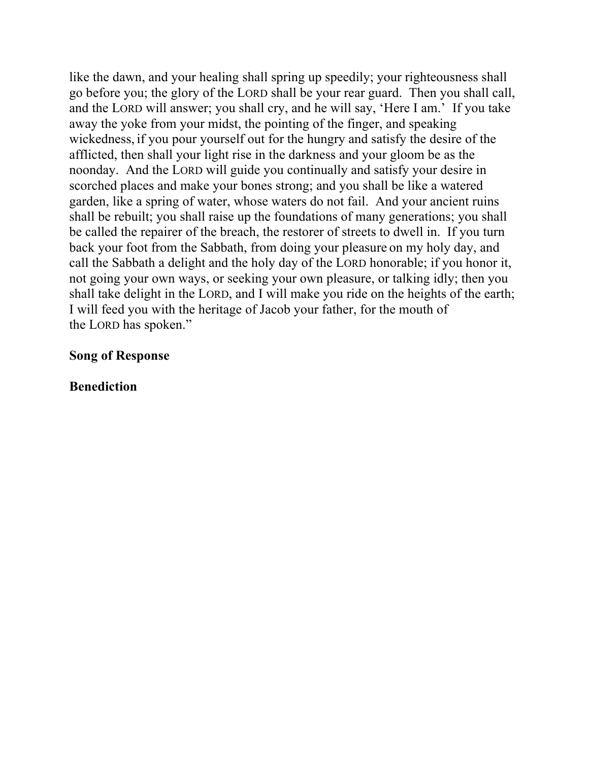like the dawn, and your healing shall spring up speedily; your righteousness shall go before you; the glory of the LORD shall be your rear guard.  Then you shall call, and the LORD will answer; you shall cry, and he will say, 'Here I am.'  If you take away the yoke from your midst, the pointing of the finger, and speaking wickedness, if you pour yourself out for the hungry and satisfy the desire of the afflicted, then shall your light rise in the darkness and your gloom be as the noonday.  And the LORD will guide you continually and satisfy your desire in scorched places and make your bones strong; and you shall be like a watered garden, like a spring of water, whose waters do not fail.  And your ancient ruins shall be rebuilt; you shall raise up the foundations of many generations; you shall be called the repairer of the breach, the restorer of streets to dwell in.  If you turn back your foot from the Sabbath, from doing your pleasure on my holy day, and call the Sabbath a delight and the holy day of the LORD honorable; if you honor it, not going your own ways, or seeking your own pleasure, or talking idly; then you shall take delight in the LORD, and I will make you ride on the heights of the earth; I will feed you with the heritage of Jacob your father, for the mouth of the LORD has spoken."

**Song of Response**

**Benediction**